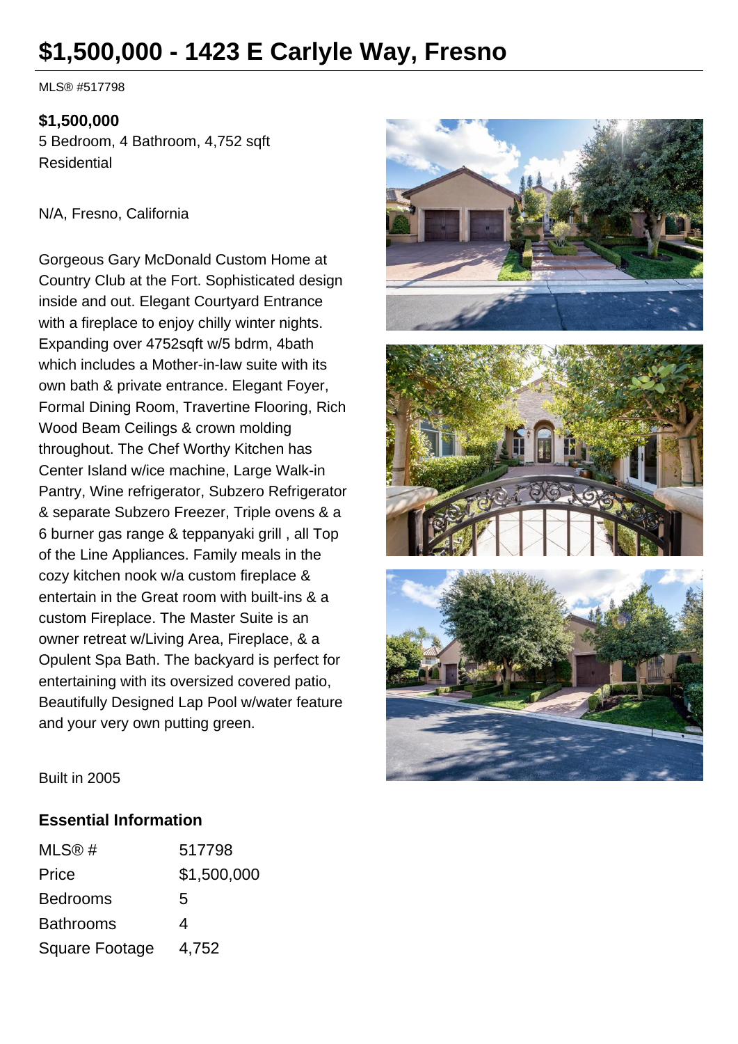# $1,500,000 - 1423 E Carlyle Way, Fresno

MLS® #517798

**$1,500,000**
5 Bedroom, 4 Bathroom, 4,752 sqft
Residential

N/A, Fresno, California

Gorgeous Gary McDonald Custom Home at Country Club at the Fort. Sophisticated design inside and out. Elegant Courtyard Entrance with a fireplace to enjoy chilly winter nights. Expanding over 4752sqft w/5 bdrm, 4bath which includes a Mother-in-law suite with its own bath & private entrance. Elegant Foyer, Formal Dining Room, Travertine Flooring, Rich Wood Beam Ceilings & crown molding throughout. The Chef Worthy Kitchen has Center Island w/ice machine, Large Walk-in Pantry, Wine refrigerator, Subzero Refrigerator & separate Subzero Freezer, Triple ovens & a 6 burner gas range & teppanyaki grill , all Top of the Line Appliances. Family meals in the cozy kitchen nook w/a custom fireplace & entertain in the Great room with built-ins & a custom Fireplace. The Master Suite is an owner retreat w/Living Area, Fireplace, & a Opulent Spa Bath. The backyard is perfect for entertaining with its oversized covered patio, Beautifully Designed Lap Pool w/water feature and your very own putting green.

Built in 2005

## Essential Information

| | |
|---|---|
| MLS® # | 517798 |
| Price | $1,500,000 |
| Bedrooms | 5 |
| Bathrooms | 4 |
| Square Footage | 4,752 |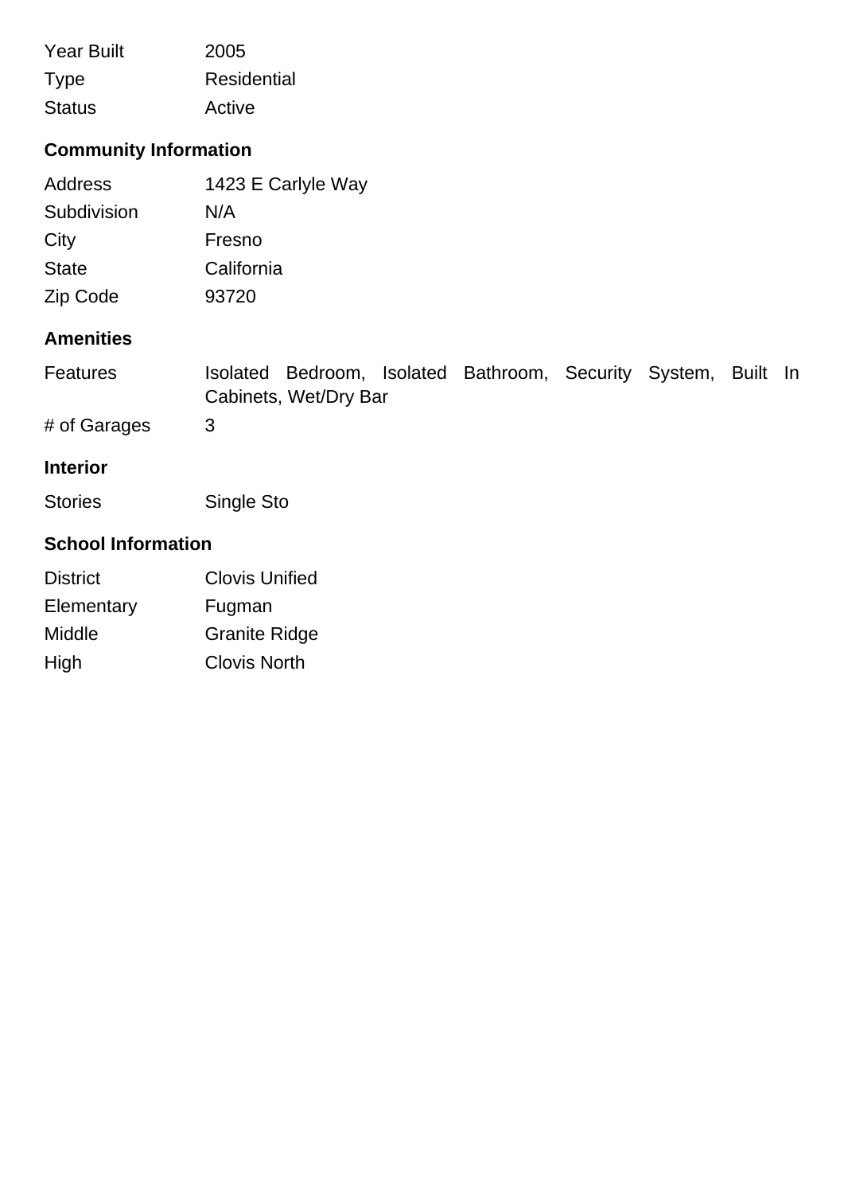| | |
|---|---|
| Year Built | 2005 |
| Type | Residential |
| Status | Active |

## Community Information

| | |
|---|---|
| Address | 1423 E Carlyle Way |
| Subdivision | N/A |
| City | Fresno |
| State | California |
| Zip Code | 93720 |

## Amenities

| | |
|---|---|
| Features | Isolated Bedroom, Isolated Bathroom, Security System, Built In Cabinets, Wet/Dry Bar |
| # of Garages | 3 |

## Interior

| | |
|---|---|
| Stories | Single Sto |

## School Information

| | |
|---|---|
| District | Clovis Unified |
| Elementary | Fugman |
| Middle | Granite Ridge |
| High | Clovis North |